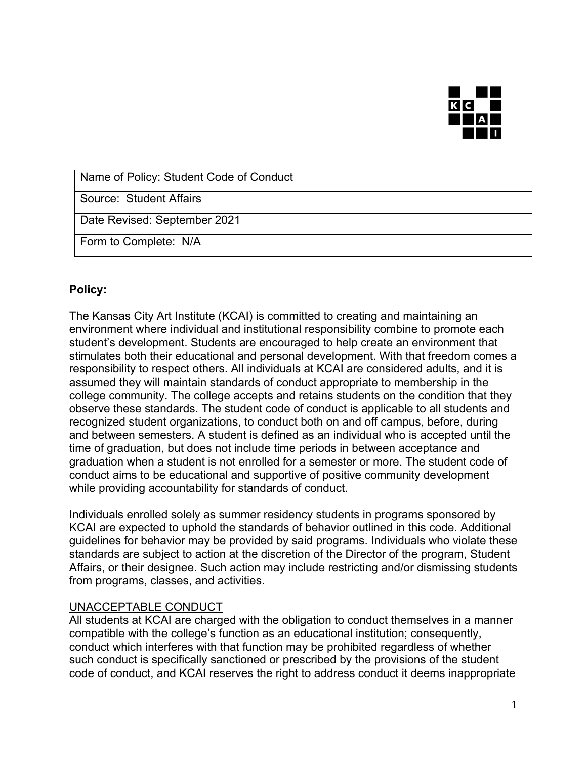| Name of Policy: Student Code of Conduct |
| --- |
| Source: Student Affairs |
| Date Revised: September 2021 |
| Form to Complete: N/A |

**Policy:**

The Kansas City Art Institute (KCAI) is committed to creating and maintaining an environment where individual and institutional responsibility combine to promote each student's development. Students are encouraged to help create an environment that stimulates both their educational and personal development. With that freedom comes a responsibility to respect others. All individuals at KCAI are considered adults, and it is assumed they will maintain standards of conduct appropriate to membership in the college community. The college accepts and retains students on the condition that they observe these standards. The student code of conduct is applicable to all students and recognized student organizations, to conduct both on and off campus, before, during and between semesters. A student is defined as an individual who is accepted until the time of graduation, but does not include time periods in between acceptance and graduation when a student is not enrolled for a semester or more. The student code of conduct aims to be educational and supportive of positive community development while providing accountability for standards of conduct.

Individuals enrolled solely as summer residency students in programs sponsored by KCAI are expected to uphold the standards of behavior outlined in this code. Additional guidelines for behavior may be provided by said programs. Individuals who violate these standards are subject to action at the discretion of the Director of the program, Student Affairs, or their designee. Such action may include restricting and/or dismissing students from programs, classes, and activities.

<u>UNACCEPTABLE CONDUCT</u>

All students at KCAI are charged with the obligation to conduct themselves in a manner compatible with the college's function as an educational institution; consequently, conduct which interferes with that function may be prohibited regardless of whether such conduct is specifically sanctioned or prescribed by the provisions of the student code of conduct, and KCAI reserves the right to address conduct it deems inappropriate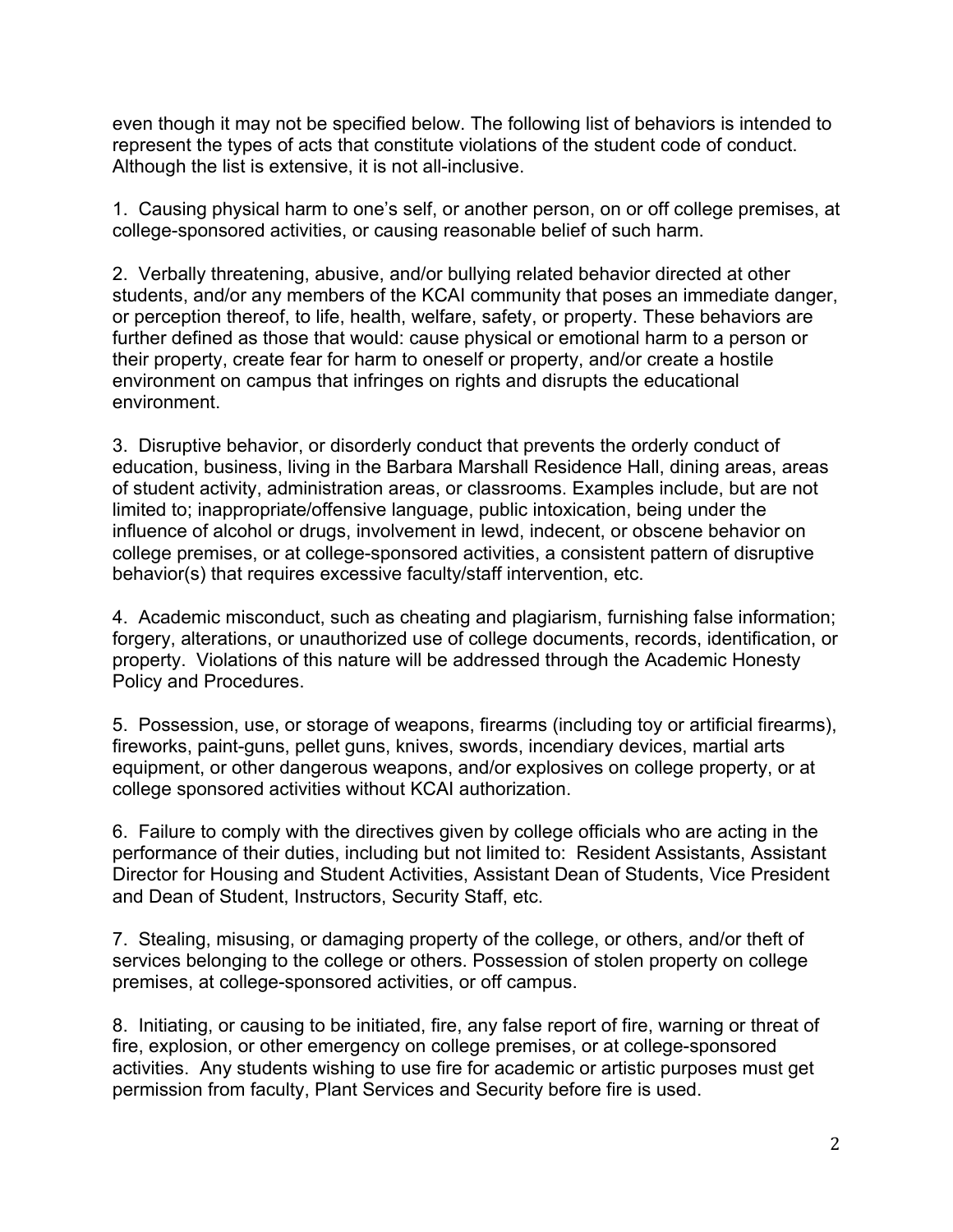even though it may not be specified below. The following list of behaviors is intended to represent the types of acts that constitute violations of the student code of conduct. Although the list is extensive, it is not all-inclusive.

1. Causing physical harm to one's self, or another person, on or off college premises, at college-sponsored activities, or causing reasonable belief of such harm.

2. Verbally threatening, abusive, and/or bullying related behavior directed at other students, and/or any members of the KCAI community that poses an immediate danger, or perception thereof, to life, health, welfare, safety, or property. These behaviors are further defined as those that would: cause physical or emotional harm to a person or their property, create fear for harm to oneself or property, and/or create a hostile environment on campus that infringes on rights and disrupts the educational environment.

3. Disruptive behavior, or disorderly conduct that prevents the orderly conduct of education, business, living in the Barbara Marshall Residence Hall, dining areas, areas of student activity, administration areas, or classrooms. Examples include, but are not limited to; inappropriate/offensive language, public intoxication, being under the influence of alcohol or drugs, involvement in lewd, indecent, or obscene behavior on college premises, or at college-sponsored activities, a consistent pattern of disruptive behavior(s) that requires excessive faculty/staff intervention, etc.

4. Academic misconduct, such as cheating and plagiarism, furnishing false information; forgery, alterations, or unauthorized use of college documents, records, identification, or property. Violations of this nature will be addressed through the Academic Honesty Policy and Procedures.

5. Possession, use, or storage of weapons, firearms (including toy or artificial firearms), fireworks, paint-guns, pellet guns, knives, swords, incendiary devices, martial arts equipment, or other dangerous weapons, and/or explosives on college property, or at college sponsored activities without KCAI authorization.

6. Failure to comply with the directives given by college officials who are acting in the performance of their duties, including but not limited to: Resident Assistants, Assistant Director for Housing and Student Activities, Assistant Dean of Students, Vice President and Dean of Student, Instructors, Security Staff, etc.

7. Stealing, misusing, or damaging property of the college, or others, and/or theft of services belonging to the college or others. Possession of stolen property on college premises, at college-sponsored activities, or off campus.

8. Initiating, or causing to be initiated, fire, any false report of fire, warning or threat of fire, explosion, or other emergency on college premises, or at college-sponsored activities. Any students wishing to use fire for academic or artistic purposes must get permission from faculty, Plant Services and Security before fire is used.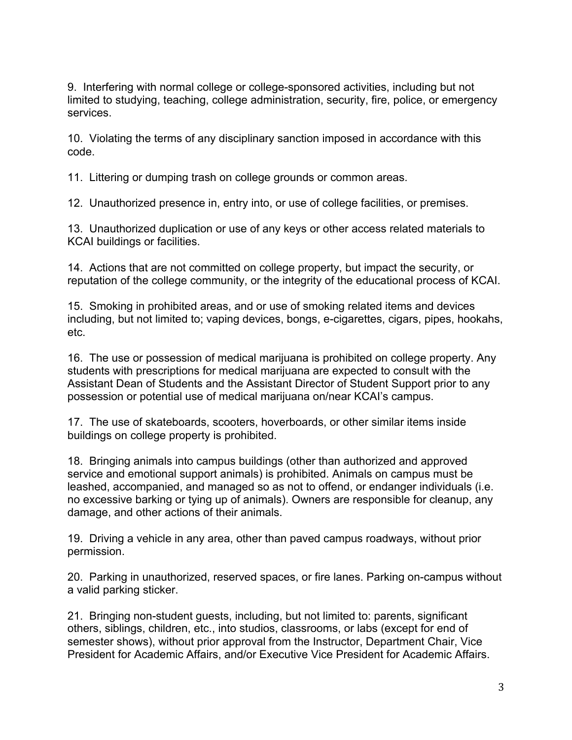9. Interfering with normal college or college-sponsored activities, including but not limited to studying, teaching, college administration, security, fire, police, or emergency services.

10. Violating the terms of any disciplinary sanction imposed in accordance with this code.

11. Littering or dumping trash on college grounds or common areas.

12. Unauthorized presence in, entry into, or use of college facilities, or premises.

13. Unauthorized duplication or use of any keys or other access related materials to KCAI buildings or facilities.

14. Actions that are not committed on college property, but impact the security, or reputation of the college community, or the integrity of the educational process of KCAI.

15. Smoking in prohibited areas, and or use of smoking related items and devices including, but not limited to; vaping devices, bongs, e-cigarettes, cigars, pipes, hookahs, etc.

16. The use or possession of medical marijuana is prohibited on college property. Any students with prescriptions for medical marijuana are expected to consult with the Assistant Dean of Students and the Assistant Director of Student Support prior to any possession or potential use of medical marijuana on/near KCAI's campus.

17. The use of skateboards, scooters, hoverboards, or other similar items inside buildings on college property is prohibited.

18. Bringing animals into campus buildings (other than authorized and approved service and emotional support animals) is prohibited. Animals on campus must be leashed, accompanied, and managed so as not to offend, or endanger individuals (i.e. no excessive barking or tying up of animals). Owners are responsible for cleanup, any damage, and other actions of their animals.

19. Driving a vehicle in any area, other than paved campus roadways, without prior permission.

20. Parking in unauthorized, reserved spaces, or fire lanes. Parking on-campus without a valid parking sticker.

21. Bringing non-student guests, including, but not limited to: parents, significant others, siblings, children, etc., into studios, classrooms, or labs (except for end of semester shows), without prior approval from the Instructor, Department Chair, Vice President for Academic Affairs, and/or Executive Vice President for Academic Affairs.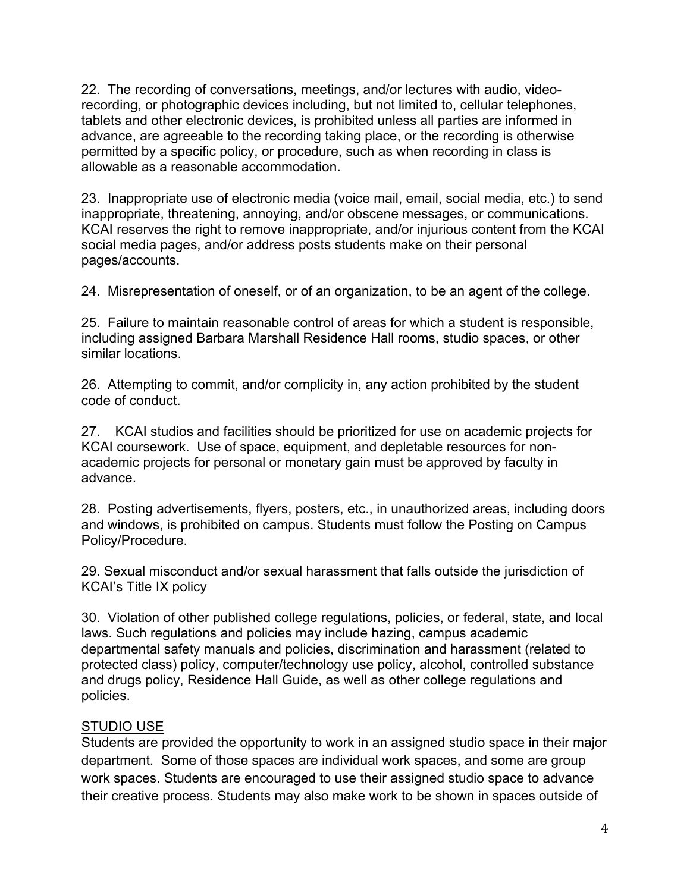22. The recording of conversations, meetings, and/or lectures with audio, video-recording, or photographic devices including, but not limited to, cellular telephones, tablets and other electronic devices, is prohibited unless all parties are informed in advance, are agreeable to the recording taking place, or the recording is otherwise permitted by a specific policy, or procedure, such as when recording in class is allowable as a reasonable accommodation.

23. Inappropriate use of electronic media (voice mail, email, social media, etc.) to send inappropriate, threatening, annoying, and/or obscene messages, or communications. KCAI reserves the right to remove inappropriate, and/or injurious content from the KCAI social media pages, and/or address posts students make on their personal pages/accounts.

24. Misrepresentation of oneself, or of an organization, to be an agent of the college.

25. Failure to maintain reasonable control of areas for which a student is responsible, including assigned Barbara Marshall Residence Hall rooms, studio spaces, or other similar locations.

26. Attempting to commit, and/or complicity in, any action prohibited by the student code of conduct.

27. KCAI studios and facilities should be prioritized for use on academic projects for KCAI coursework. Use of space, equipment, and depletable resources for non-academic projects for personal or monetary gain must be approved by faculty in advance.

28. Posting advertisements, flyers, posters, etc., in unauthorized areas, including doors and windows, is prohibited on campus. Students must follow the Posting on Campus Policy/Procedure.

29. Sexual misconduct and/or sexual harassment that falls outside the jurisdiction of KCAI's Title IX policy

30. Violation of other published college regulations, policies, or federal, state, and local laws. Such regulations and policies may include hazing, campus academic departmental safety manuals and policies, discrimination and harassment (related to protected class) policy, computer/technology use policy, alcohol, controlled substance and drugs policy, Residence Hall Guide, as well as other college regulations and policies.

<u>STUDIO USE</u>

Students are provided the opportunity to work in an assigned studio space in their major department. Some of those spaces are individual work spaces, and some are group work spaces. Students are encouraged to use their assigned studio space to advance their creative process. Students may also make work to be shown in spaces outside of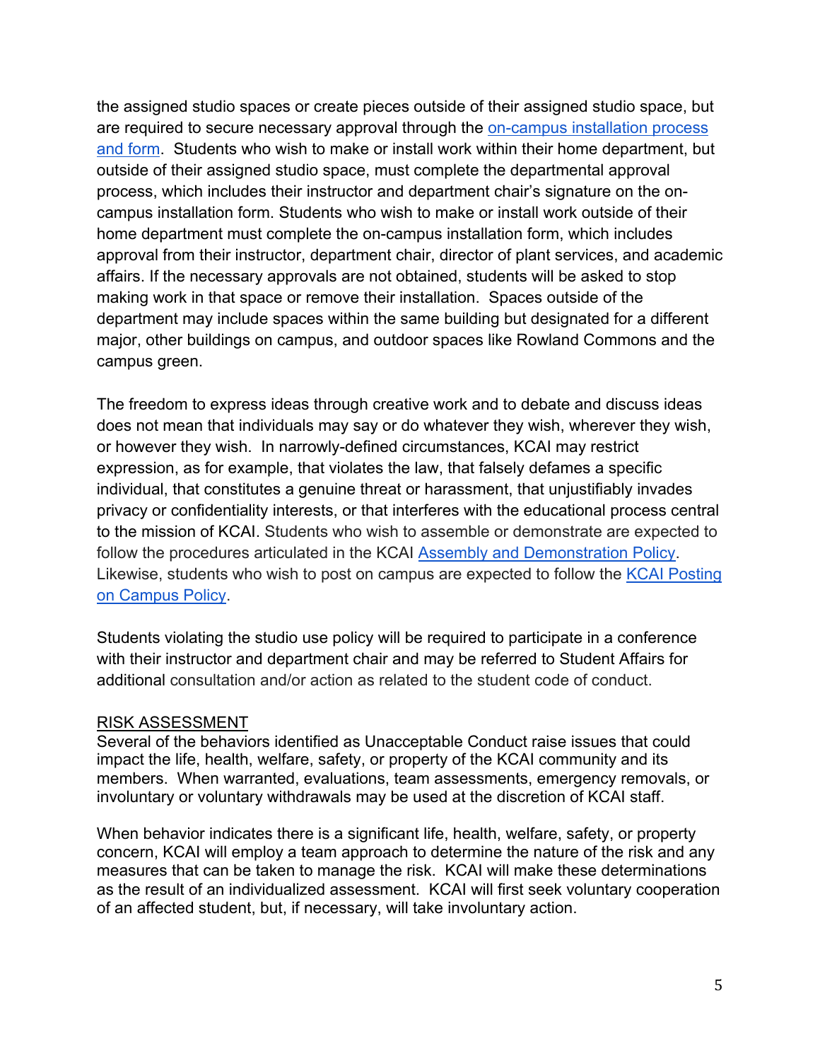the assigned studio spaces or create pieces outside of their assigned studio space, but are required to secure necessary approval through the [on-campus installation process and form](). Students who wish to make or install work within their home department, but outside of their assigned studio space, must complete the departmental approval process, which includes their instructor and department chair's signature on the on-campus installation form. Students who wish to make or install work outside of their home department must complete the on-campus installation form, which includes approval from their instructor, department chair, director of plant services, and academic affairs. If the necessary approvals are not obtained, students will be asked to stop making work in that space or remove their installation. Spaces outside of the department may include spaces within the same building but designated for a different major, other buildings on campus, and outdoor spaces like Rowland Commons and the campus green.

The freedom to express ideas through creative work and to debate and discuss ideas does not mean that individuals may say or do whatever they wish, wherever they wish, or however they wish. In narrowly-defined circumstances, KCAI may restrict expression, as for example, that violates the law, that falsely defames a specific individual, that constitutes a genuine threat or harassment, that unjustifiably invades privacy or confidentiality interests, or that interferes with the educational process central to the mission of KCAI. Students who wish to assemble or demonstrate are expected to follow the procedures articulated in the KCAI [Assembly and Demonstration Policy](). Likewise, students who wish to post on campus are expected to follow the [KCAI Posting on Campus Policy]().

Students violating the studio use policy will be required to participate in a conference with their instructor and department chair and may be referred to Student Affairs for additional consultation and/or action as related to the student code of conduct.

## RISK ASSESSMENT

Several of the behaviors identified as Unacceptable Conduct raise issues that could impact the life, health, welfare, safety, or property of the KCAI community and its members. When warranted, evaluations, team assessments, emergency removals, or involuntary or voluntary withdrawals may be used at the discretion of KCAI staff.

When behavior indicates there is a significant life, health, welfare, safety, or property concern, KCAI will employ a team approach to determine the nature of the risk and any measures that can be taken to manage the risk. KCAI will make these determinations as the result of an individualized assessment. KCAI will first seek voluntary cooperation of an affected student, but, if necessary, will take involuntary action.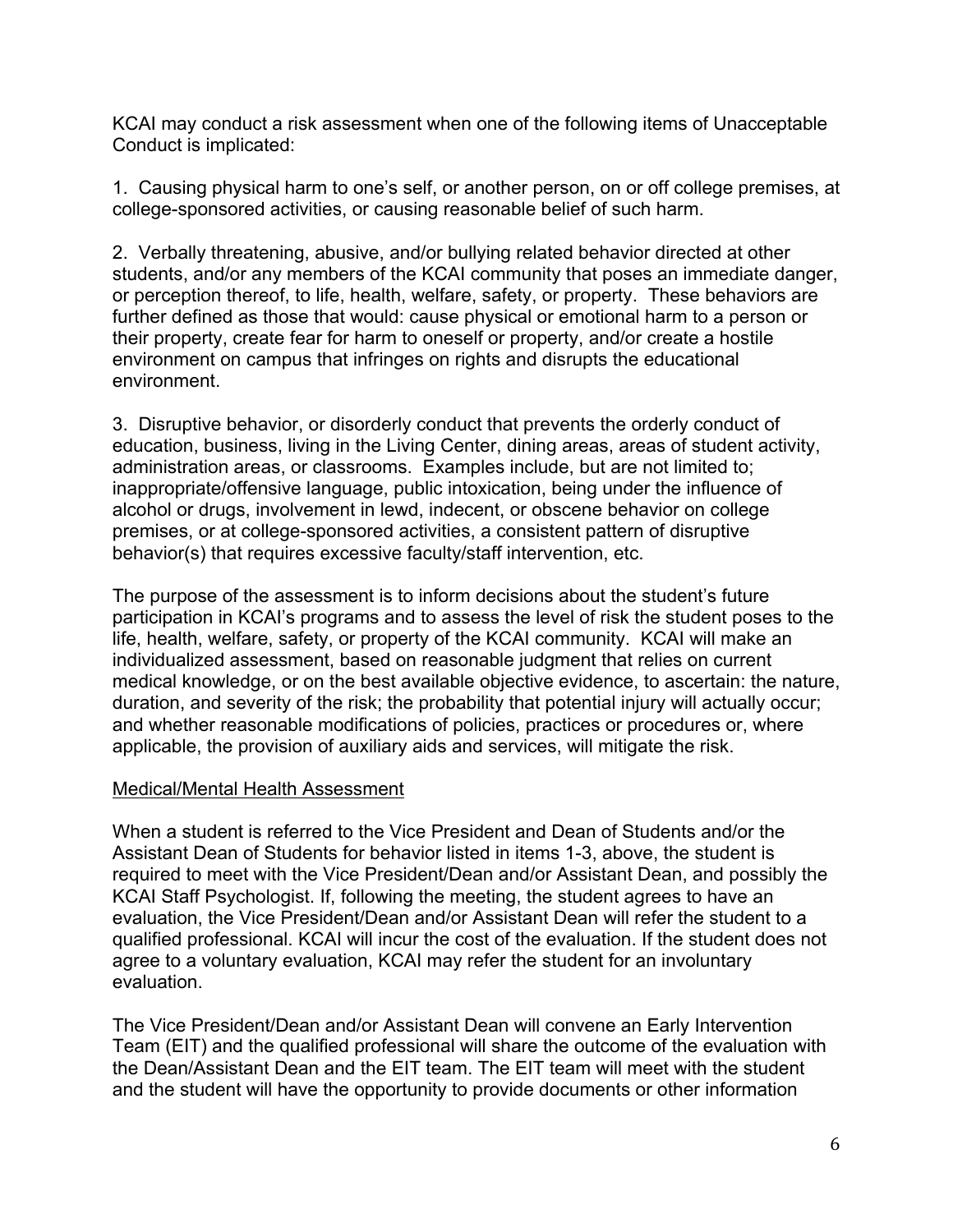KCAI may conduct a risk assessment when one of the following items of Unacceptable Conduct is implicated:

1. Causing physical harm to one's self, or another person, on or off college premises, at college-sponsored activities, or causing reasonable belief of such harm.

2. Verbally threatening, abusive, and/or bullying related behavior directed at other students, and/or any members of the KCAI community that poses an immediate danger, or perception thereof, to life, health, welfare, safety, or property. These behaviors are further defined as those that would: cause physical or emotional harm to a person or their property, create fear for harm to oneself or property, and/or create a hostile environment on campus that infringes on rights and disrupts the educational environment.

3. Disruptive behavior, or disorderly conduct that prevents the orderly conduct of education, business, living in the Living Center, dining areas, areas of student activity, administration areas, or classrooms. Examples include, but are not limited to; inappropriate/offensive language, public intoxication, being under the influence of alcohol or drugs, involvement in lewd, indecent, or obscene behavior on college premises, or at college-sponsored activities, a consistent pattern of disruptive behavior(s) that requires excessive faculty/staff intervention, etc.

The purpose of the assessment is to inform decisions about the student's future participation in KCAI's programs and to assess the level of risk the student poses to the life, health, welfare, safety, or property of the KCAI community. KCAI will make an individualized assessment, based on reasonable judgment that relies on current medical knowledge, or on the best available objective evidence, to ascertain: the nature, duration, and severity of the risk; the probability that potential injury will actually occur; and whether reasonable modifications of policies, practices or procedures or, where applicable, the provision of auxiliary aids and services, will mitigate the risk.

Medical/Mental Health Assessment

When a student is referred to the Vice President and Dean of Students and/or the Assistant Dean of Students for behavior listed in items 1-3, above, the student is required to meet with the Vice President/Dean and/or Assistant Dean, and possibly the KCAI Staff Psychologist. If, following the meeting, the student agrees to have an evaluation, the Vice President/Dean and/or Assistant Dean will refer the student to a qualified professional. KCAI will incur the cost of the evaluation. If the student does not agree to a voluntary evaluation, KCAI may refer the student for an involuntary evaluation.

The Vice President/Dean and/or Assistant Dean will convene an Early Intervention Team (EIT) and the qualified professional will share the outcome of the evaluation with the Dean/Assistant Dean and the EIT team. The EIT team will meet with the student and the student will have the opportunity to provide documents or other information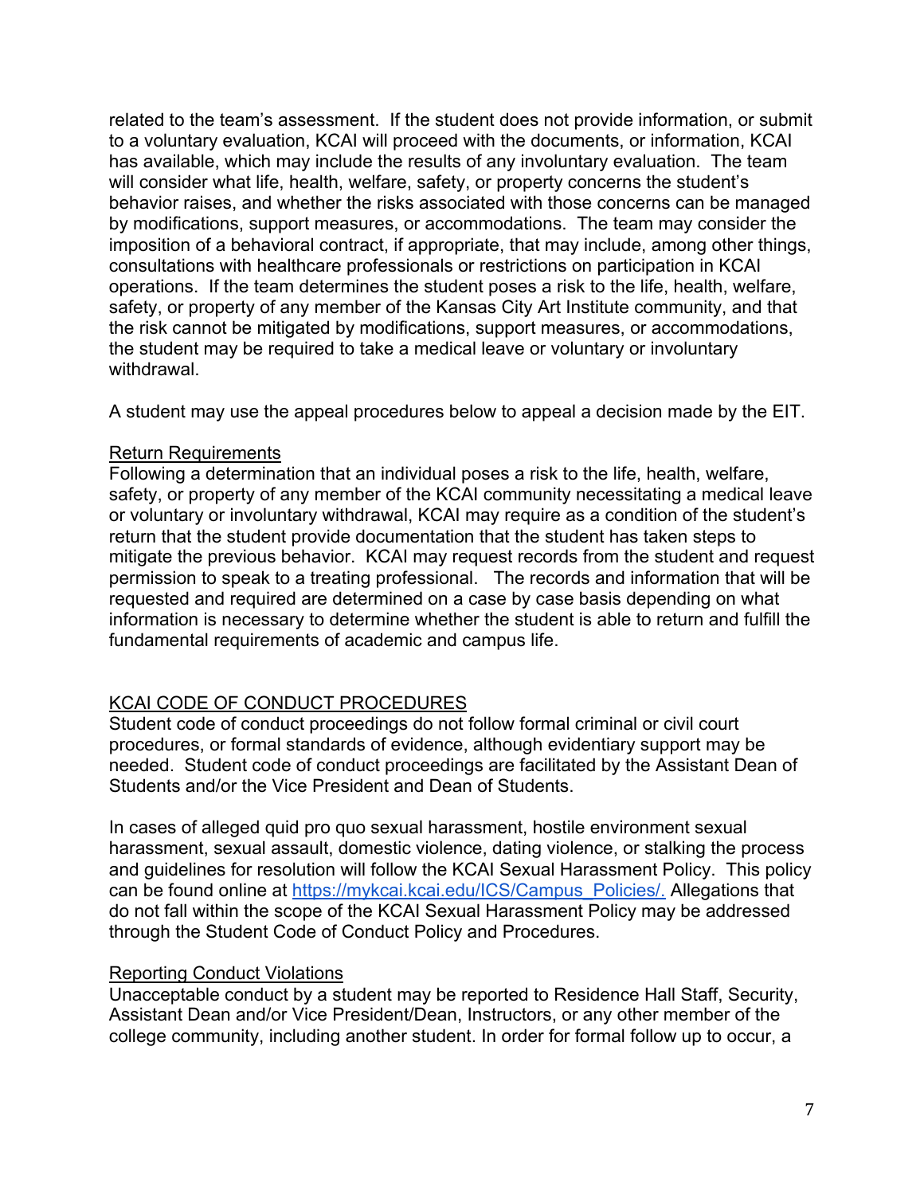related to the team's assessment. If the student does not provide information, or submit to a voluntary evaluation, KCAI will proceed with the documents, or information, KCAI has available, which may include the results of any involuntary evaluation. The team will consider what life, health, welfare, safety, or property concerns the student's behavior raises, and whether the risks associated with those concerns can be managed by modifications, support measures, or accommodations. The team may consider the imposition of a behavioral contract, if appropriate, that may include, among other things, consultations with healthcare professionals or restrictions on participation in KCAI operations. If the team determines the student poses a risk to the life, health, welfare, safety, or property of any member of the Kansas City Art Institute community, and that the risk cannot be mitigated by modifications, support measures, or accommodations, the student may be required to take a medical leave or voluntary or involuntary withdrawal.

A student may use the appeal procedures below to appeal a decision made by the EIT.

### Return Requirements

Following a determination that an individual poses a risk to the life, health, welfare, safety, or property of any member of the KCAI community necessitating a medical leave or voluntary or involuntary withdrawal, KCAI may require as a condition of the student's return that the student provide documentation that the student has taken steps to mitigate the previous behavior. KCAI may request records from the student and request permission to speak to a treating professional. The records and information that will be requested and required are determined on a case by case basis depending on what information is necessary to determine whether the student is able to return and fulfill the fundamental requirements of academic and campus life.

## KCAI CODE OF CONDUCT PROCEDURES

Student code of conduct proceedings do not follow formal criminal or civil court procedures, or formal standards of evidence, although evidentiary support may be needed. Student code of conduct proceedings are facilitated by the Assistant Dean of Students and/or the Vice President and Dean of Students.

In cases of alleged quid pro quo sexual harassment, hostile environment sexual harassment, sexual assault, domestic violence, dating violence, or stalking the process and guidelines for resolution will follow the KCAI Sexual Harassment Policy. This policy can be found online at https://mykcai.kcai.edu/ICS/Campus_Policies/. Allegations that do not fall within the scope of the KCAI Sexual Harassment Policy may be addressed through the Student Code of Conduct Policy and Procedures.

### Reporting Conduct Violations

Unacceptable conduct by a student may be reported to Residence Hall Staff, Security, Assistant Dean and/or Vice President/Dean, Instructors, or any other member of the college community, including another student. In order for formal follow up to occur, a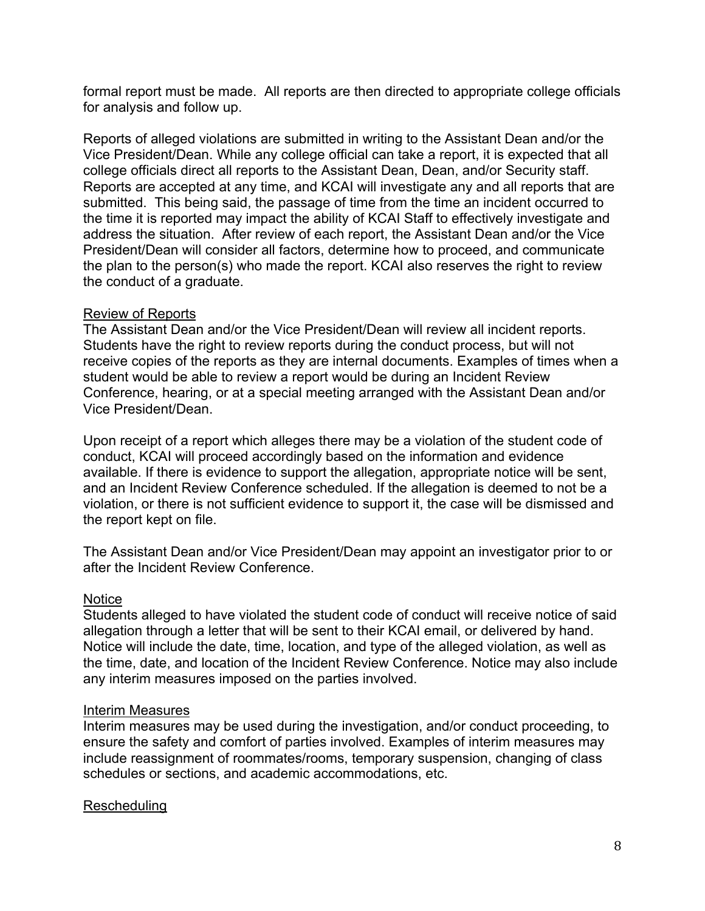formal report must be made. All reports are then directed to appropriate college officials for analysis and follow up.

Reports of alleged violations are submitted in writing to the Assistant Dean and/or the Vice President/Dean. While any college official can take a report, it is expected that all college officials direct all reports to the Assistant Dean, Dean, and/or Security staff. Reports are accepted at any time, and KCAI will investigate any and all reports that are submitted. This being said, the passage of time from the time an incident occurred to the time it is reported may impact the ability of KCAI Staff to effectively investigate and address the situation. After review of each report, the Assistant Dean and/or the Vice President/Dean will consider all factors, determine how to proceed, and communicate the plan to the person(s) who made the report. KCAI also reserves the right to review the conduct of a graduate.

### Review of Reports

The Assistant Dean and/or the Vice President/Dean will review all incident reports. Students have the right to review reports during the conduct process, but will not receive copies of the reports as they are internal documents. Examples of times when a student would be able to review a report would be during an Incident Review Conference, hearing, or at a special meeting arranged with the Assistant Dean and/or Vice President/Dean.

Upon receipt of a report which alleges there may be a violation of the student code of conduct, KCAI will proceed accordingly based on the information and evidence available. If there is evidence to support the allegation, appropriate notice will be sent, and an Incident Review Conference scheduled. If the allegation is deemed to not be a violation, or there is not sufficient evidence to support it, the case will be dismissed and the report kept on file.

The Assistant Dean and/or Vice President/Dean may appoint an investigator prior to or after the Incident Review Conference.

### Notice

Students alleged to have violated the student code of conduct will receive notice of said allegation through a letter that will be sent to their KCAI email, or delivered by hand. Notice will include the date, time, location, and type of the alleged violation, as well as the time, date, and location of the Incident Review Conference. Notice may also include any interim measures imposed on the parties involved.

### Interim Measures

Interim measures may be used during the investigation, and/or conduct proceeding, to ensure the safety and comfort of parties involved. Examples of interim measures may include reassignment of roommates/rooms, temporary suspension, changing of class schedules or sections, and academic accommodations, etc.

### Rescheduling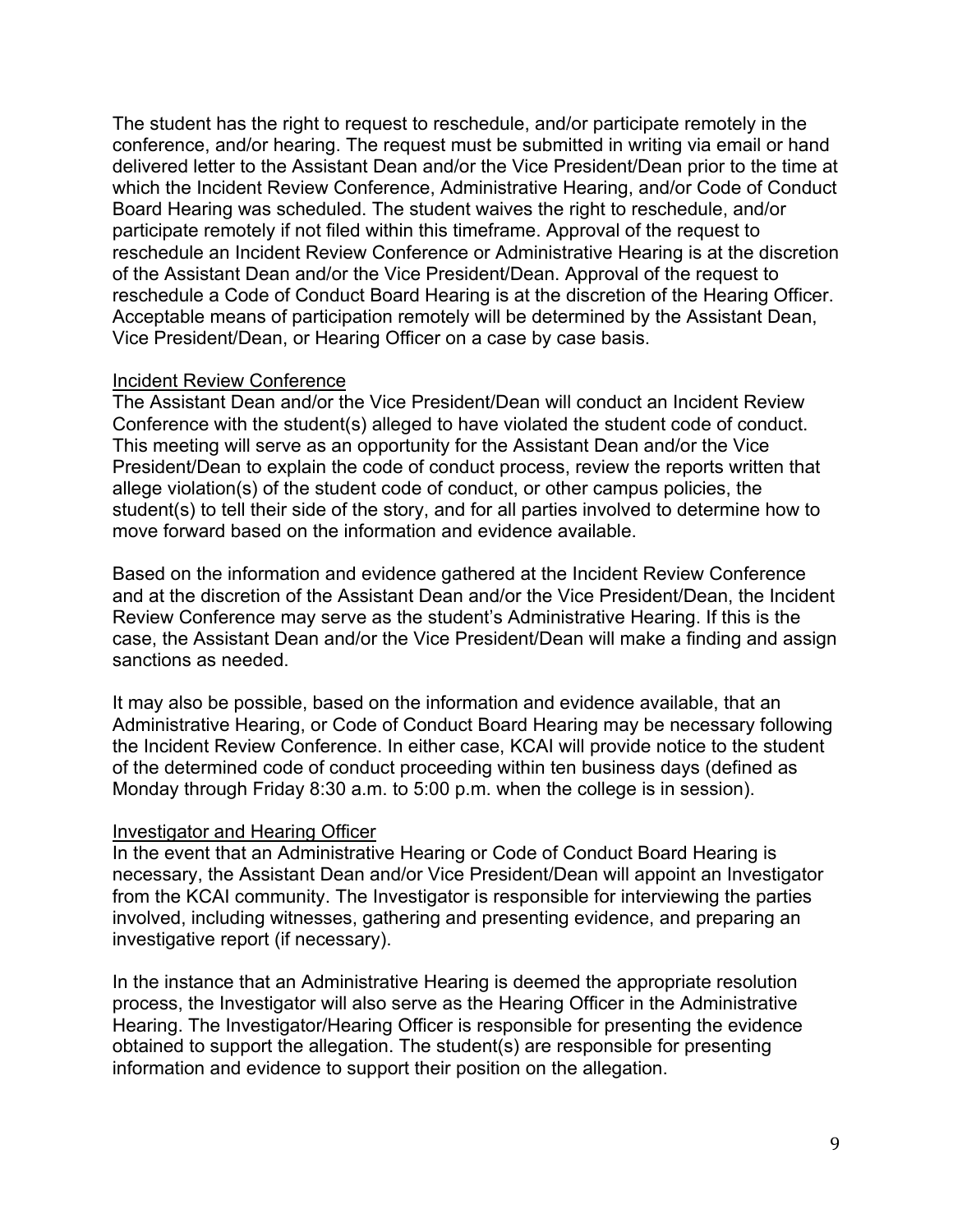The student has the right to request to reschedule, and/or participate remotely in the conference, and/or hearing. The request must be submitted in writing via email or hand delivered letter to the Assistant Dean and/or the Vice President/Dean prior to the time at which the Incident Review Conference, Administrative Hearing, and/or Code of Conduct Board Hearing was scheduled. The student waives the right to reschedule, and/or participate remotely if not filed within this timeframe. Approval of the request to reschedule an Incident Review Conference or Administrative Hearing is at the discretion of the Assistant Dean and/or the Vice President/Dean. Approval of the request to reschedule a Code of Conduct Board Hearing is at the discretion of the Hearing Officer. Acceptable means of participation remotely will be determined by the Assistant Dean, Vice President/Dean, or Hearing Officer on a case by case basis.

<u>Incident Review Conference</u>

The Assistant Dean and/or the Vice President/Dean will conduct an Incident Review Conference with the student(s) alleged to have violated the student code of conduct. This meeting will serve as an opportunity for the Assistant Dean and/or the Vice President/Dean to explain the code of conduct process, review the reports written that allege violation(s) of the student code of conduct, or other campus policies, the student(s) to tell their side of the story, and for all parties involved to determine how to move forward based on the information and evidence available.

Based on the information and evidence gathered at the Incident Review Conference and at the discretion of the Assistant Dean and/or the Vice President/Dean, the Incident Review Conference may serve as the student's Administrative Hearing. If this is the case, the Assistant Dean and/or the Vice President/Dean will make a finding and assign sanctions as needed.

It may also be possible, based on the information and evidence available, that an Administrative Hearing, or Code of Conduct Board Hearing may be necessary following the Incident Review Conference. In either case, KCAI will provide notice to the student of the determined code of conduct proceeding within ten business days (defined as Monday through Friday 8:30 a.m. to 5:00 p.m. when the college is in session).

<u>Investigator and Hearing Officer</u>

In the event that an Administrative Hearing or Code of Conduct Board Hearing is necessary, the Assistant Dean and/or Vice President/Dean will appoint an Investigator from the KCAI community. The Investigator is responsible for interviewing the parties involved, including witnesses, gathering and presenting evidence, and preparing an investigative report (if necessary).

In the instance that an Administrative Hearing is deemed the appropriate resolution process, the Investigator will also serve as the Hearing Officer in the Administrative Hearing. The Investigator/Hearing Officer is responsible for presenting the evidence obtained to support the allegation. The student(s) are responsible for presenting information and evidence to support their position on the allegation.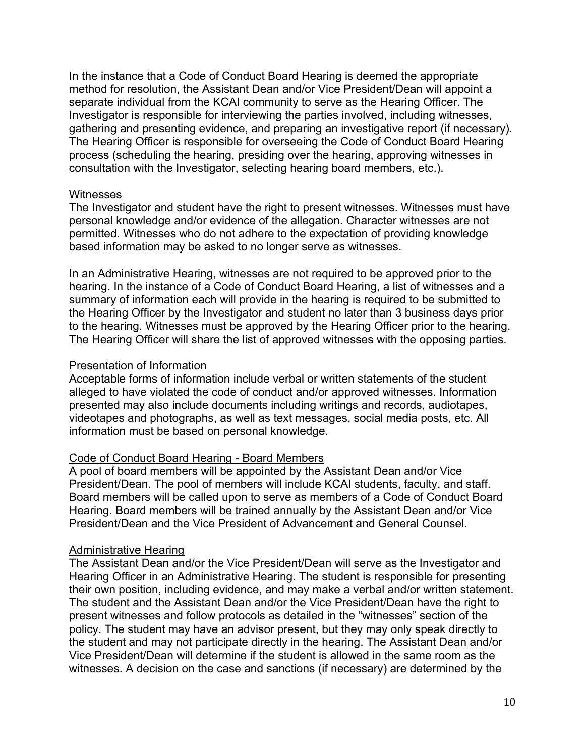In the instance that a Code of Conduct Board Hearing is deemed the appropriate method for resolution, the Assistant Dean and/or Vice President/Dean will appoint a separate individual from the KCAI community to serve as the Hearing Officer. The Investigator is responsible for interviewing the parties involved, including witnesses, gathering and presenting evidence, and preparing an investigative report (if necessary). The Hearing Officer is responsible for overseeing the Code of Conduct Board Hearing process (scheduling the hearing, presiding over the hearing, approving witnesses in consultation with the Investigator, selecting hearing board members, etc.).

### Witnesses

The Investigator and student have the right to present witnesses. Witnesses must have personal knowledge and/or evidence of the allegation. Character witnesses are not permitted. Witnesses who do not adhere to the expectation of providing knowledge based information may be asked to no longer serve as witnesses.

In an Administrative Hearing, witnesses are not required to be approved prior to the hearing. In the instance of a Code of Conduct Board Hearing, a list of witnesses and a summary of information each will provide in the hearing is required to be submitted to the Hearing Officer by the Investigator and student no later than 3 business days prior to the hearing. Witnesses must be approved by the Hearing Officer prior to the hearing. The Hearing Officer will share the list of approved witnesses with the opposing parties.

### Presentation of Information

Acceptable forms of information include verbal or written statements of the student alleged to have violated the code of conduct and/or approved witnesses. Information presented may also include documents including writings and records, audiotapes, videotapes and photographs, as well as text messages, social media posts, etc. All information must be based on personal knowledge.

### Code of Conduct Board Hearing - Board Members

A pool of board members will be appointed by the Assistant Dean and/or Vice President/Dean. The pool of members will include KCAI students, faculty, and staff. Board members will be called upon to serve as members of a Code of Conduct Board Hearing. Board members will be trained annually by the Assistant Dean and/or Vice President/Dean and the Vice President of Advancement and General Counsel.

### Administrative Hearing

The Assistant Dean and/or the Vice President/Dean will serve as the Investigator and Hearing Officer in an Administrative Hearing. The student is responsible for presenting their own position, including evidence, and may make a verbal and/or written statement. The student and the Assistant Dean and/or the Vice President/Dean have the right to present witnesses and follow protocols as detailed in the "witnesses" section of the policy. The student may have an advisor present, but they may only speak directly to the student and may not participate directly in the hearing. The Assistant Dean and/or Vice President/Dean will determine if the student is allowed in the same room as the witnesses. A decision on the case and sanctions (if necessary) are determined by the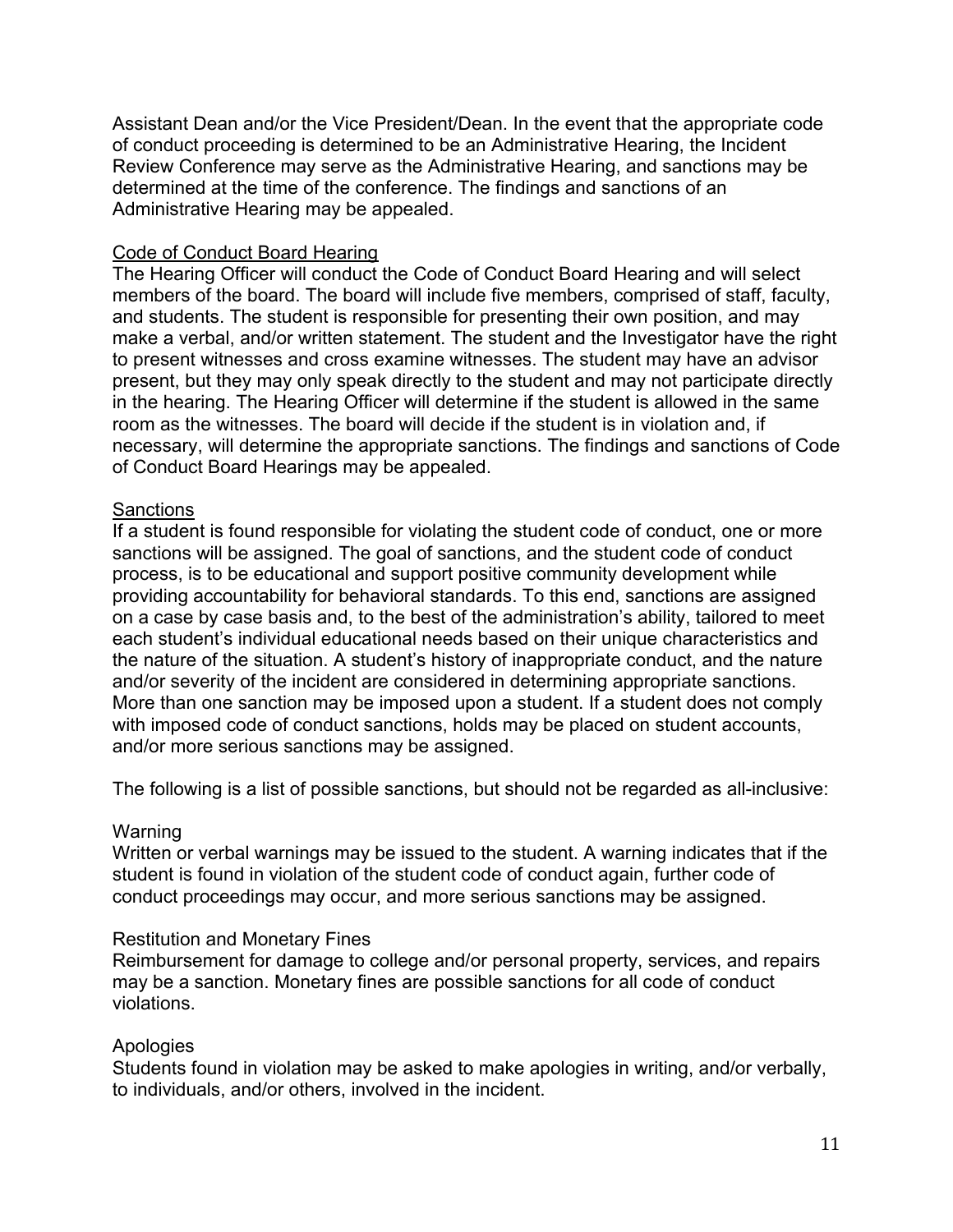Assistant Dean and/or the Vice President/Dean. In the event that the appropriate code of conduct proceeding is determined to be an Administrative Hearing, the Incident Review Conference may serve as the Administrative Hearing, and sanctions may be determined at the time of the conference. The findings and sanctions of an Administrative Hearing may be appealed.

### Code of Conduct Board Hearing

The Hearing Officer will conduct the Code of Conduct Board Hearing and will select members of the board. The board will include five members, comprised of staff, faculty, and students. The student is responsible for presenting their own position, and may make a verbal, and/or written statement. The student and the Investigator have the right to present witnesses and cross examine witnesses. The student may have an advisor present, but they may only speak directly to the student and may not participate directly in the hearing. The Hearing Officer will determine if the student is allowed in the same room as the witnesses. The board will decide if the student is in violation and, if necessary, will determine the appropriate sanctions. The findings and sanctions of Code of Conduct Board Hearings may be appealed.

### Sanctions

If a student is found responsible for violating the student code of conduct, one or more sanctions will be assigned. The goal of sanctions, and the student code of conduct process, is to be educational and support positive community development while providing accountability for behavioral standards. To this end, sanctions are assigned on a case by case basis and, to the best of the administration's ability, tailored to meet each student's individual educational needs based on their unique characteristics and the nature of the situation. A student's history of inappropriate conduct, and the nature and/or severity of the incident are considered in determining appropriate sanctions. More than one sanction may be imposed upon a student. If a student does not comply with imposed code of conduct sanctions, holds may be placed on student accounts, and/or more serious sanctions may be assigned.

The following is a list of possible sanctions, but should not be regarded as all-inclusive:

#### Warning

Written or verbal warnings may be issued to the student. A warning indicates that if the student is found in violation of the student code of conduct again, further code of conduct proceedings may occur, and more serious sanctions may be assigned.

#### Restitution and Monetary Fines

Reimbursement for damage to college and/or personal property, services, and repairs may be a sanction. Monetary fines are possible sanctions for all code of conduct violations.

#### Apologies

Students found in violation may be asked to make apologies in writing, and/or verbally, to individuals, and/or others, involved in the incident.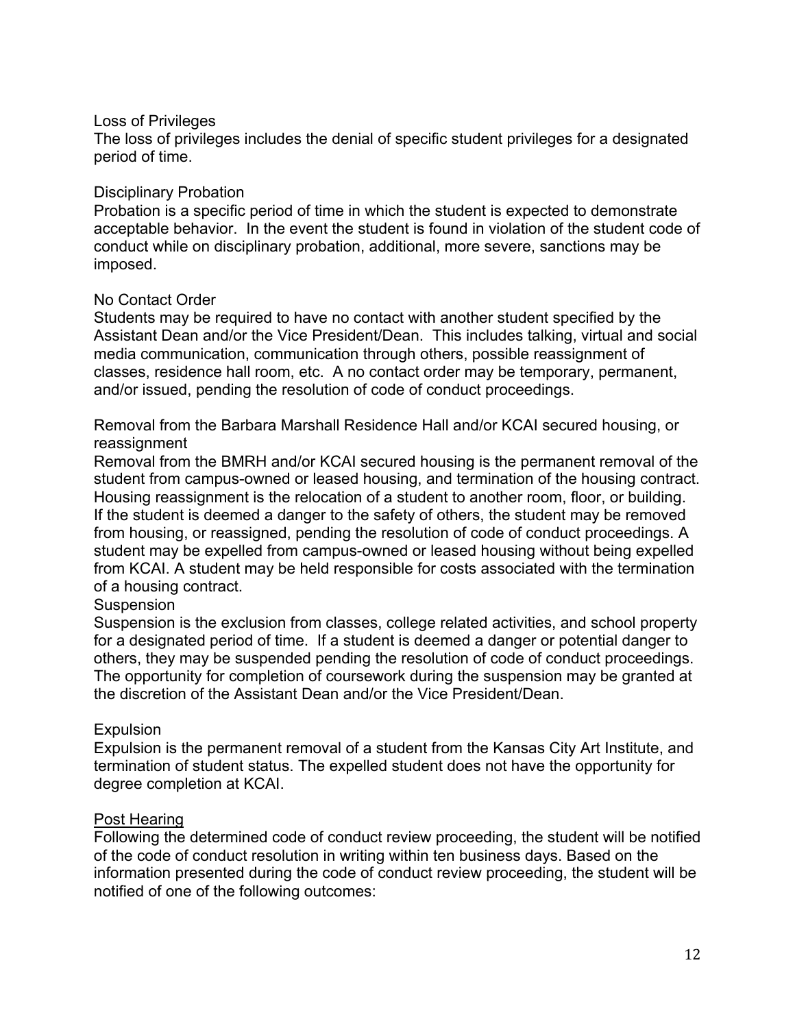Loss of Privileges

The loss of privileges includes the denial of specific student privileges for a designated period of time.

Disciplinary Probation

Probation is a specific period of time in which the student is expected to demonstrate acceptable behavior. In the event the student is found in violation of the student code of conduct while on disciplinary probation, additional, more severe, sanctions may be imposed.

No Contact Order

Students may be required to have no contact with another student specified by the Assistant Dean and/or the Vice President/Dean. This includes talking, virtual and social media communication, communication through others, possible reassignment of classes, residence hall room, etc. A no contact order may be temporary, permanent, and/or issued, pending the resolution of code of conduct proceedings.

Removal from the Barbara Marshall Residence Hall and/or KCAI secured housing, or reassignment

Removal from the BMRH and/or KCAI secured housing is the permanent removal of the student from campus-owned or leased housing, and termination of the housing contract. Housing reassignment is the relocation of a student to another room, floor, or building. If the student is deemed a danger to the safety of others, the student may be removed from housing, or reassigned, pending the resolution of code of conduct proceedings. A student may be expelled from campus-owned or leased housing without being expelled from KCAI. A student may be held responsible for costs associated with the termination of a housing contract.

Suspension

Suspension is the exclusion from classes, college related activities, and school property for a designated period of time. If a student is deemed a danger or potential danger to others, they may be suspended pending the resolution of code of conduct proceedings. The opportunity for completion of coursework during the suspension may be granted at the discretion of the Assistant Dean and/or the Vice President/Dean.

Expulsion

Expulsion is the permanent removal of a student from the Kansas City Art Institute, and termination of student status. The expelled student does not have the opportunity for degree completion at KCAI.

<u>Post Hearing</u>

Following the determined code of conduct review proceeding, the student will be notified of the code of conduct resolution in writing within ten business days. Based on the information presented during the code of conduct review proceeding, the student will be notified of one of the following outcomes: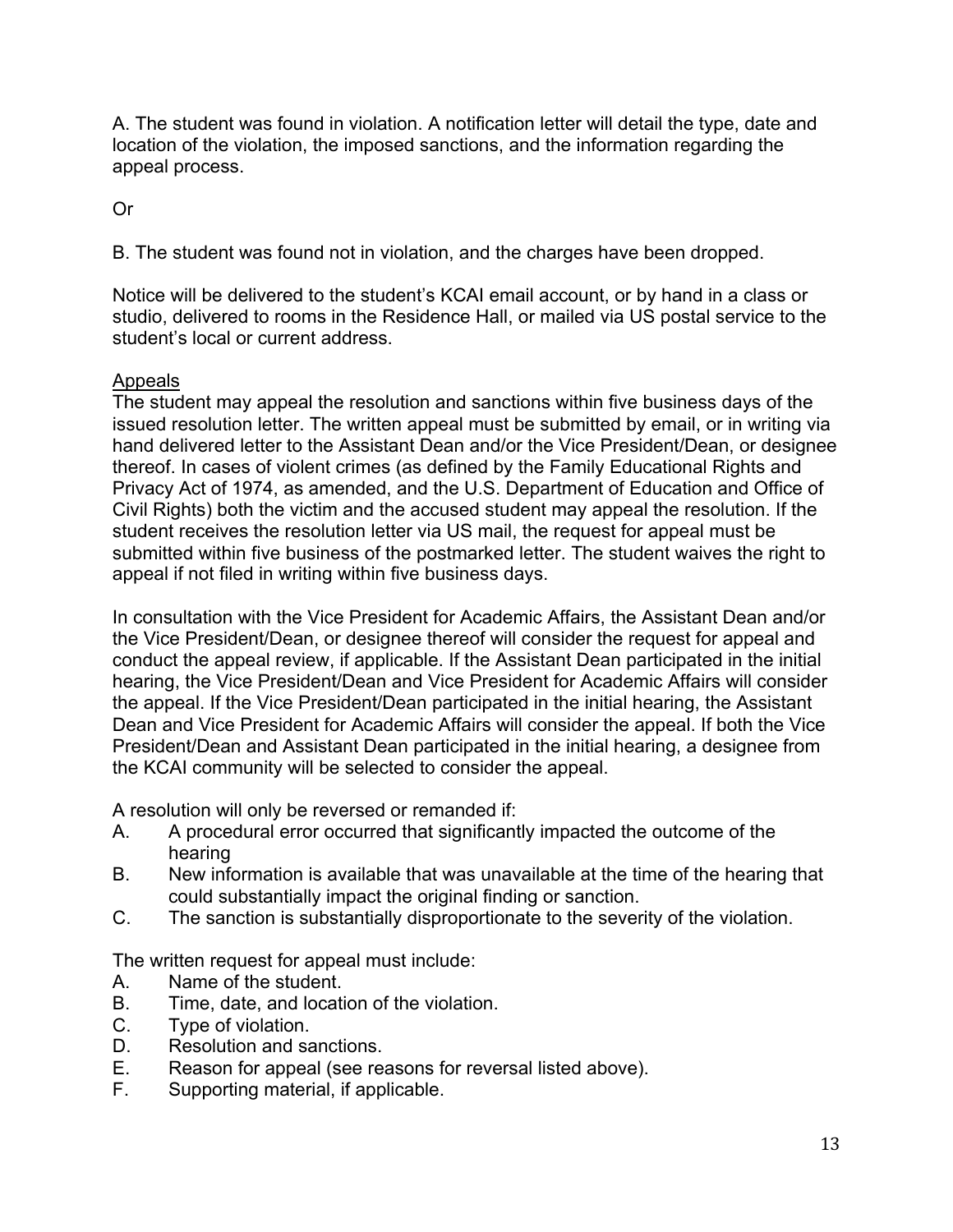A. The student was found in violation. A notification letter will detail the type, date and location of the violation, the imposed sanctions, and the information regarding the appeal process.

Or

B. The student was found not in violation, and the charges have been dropped.

Notice will be delivered to the student's KCAI email account, or by hand in a class or studio, delivered to rooms in the Residence Hall, or mailed via US postal service to the student's local or current address.

<u>Appeals</u>

The student may appeal the resolution and sanctions within five business days of the issued resolution letter. The written appeal must be submitted by email, or in writing via hand delivered letter to the Assistant Dean and/or the Vice President/Dean, or designee thereof. In cases of violent crimes (as defined by the Family Educational Rights and Privacy Act of 1974, as amended, and the U.S. Department of Education and Office of Civil Rights) both the victim and the accused student may appeal the resolution. If the student receives the resolution letter via US mail, the request for appeal must be submitted within five business of the postmarked letter. The student waives the right to appeal if not filed in writing within five business days.

In consultation with the Vice President for Academic Affairs, the Assistant Dean and/or the Vice President/Dean, or designee thereof will consider the request for appeal and conduct the appeal review, if applicable. If the Assistant Dean participated in the initial hearing, the Vice President/Dean and Vice President for Academic Affairs will consider the appeal. If the Vice President/Dean participated in the initial hearing, the Assistant Dean and Vice President for Academic Affairs will consider the appeal. If both the Vice President/Dean and Assistant Dean participated in the initial hearing, a designee from the KCAI community will be selected to consider the appeal.

A resolution will only be reversed or remanded if:

A. A procedural error occurred that significantly impacted the outcome of the hearing
B. New information is available that was unavailable at the time of the hearing that could substantially impact the original finding or sanction.
C. The sanction is substantially disproportionate to the severity of the violation.

The written request for appeal must include:

A. Name of the student.
B. Time, date, and location of the violation.
C. Type of violation.
D. Resolution and sanctions.
E. Reason for appeal (see reasons for reversal listed above).
F. Supporting material, if applicable.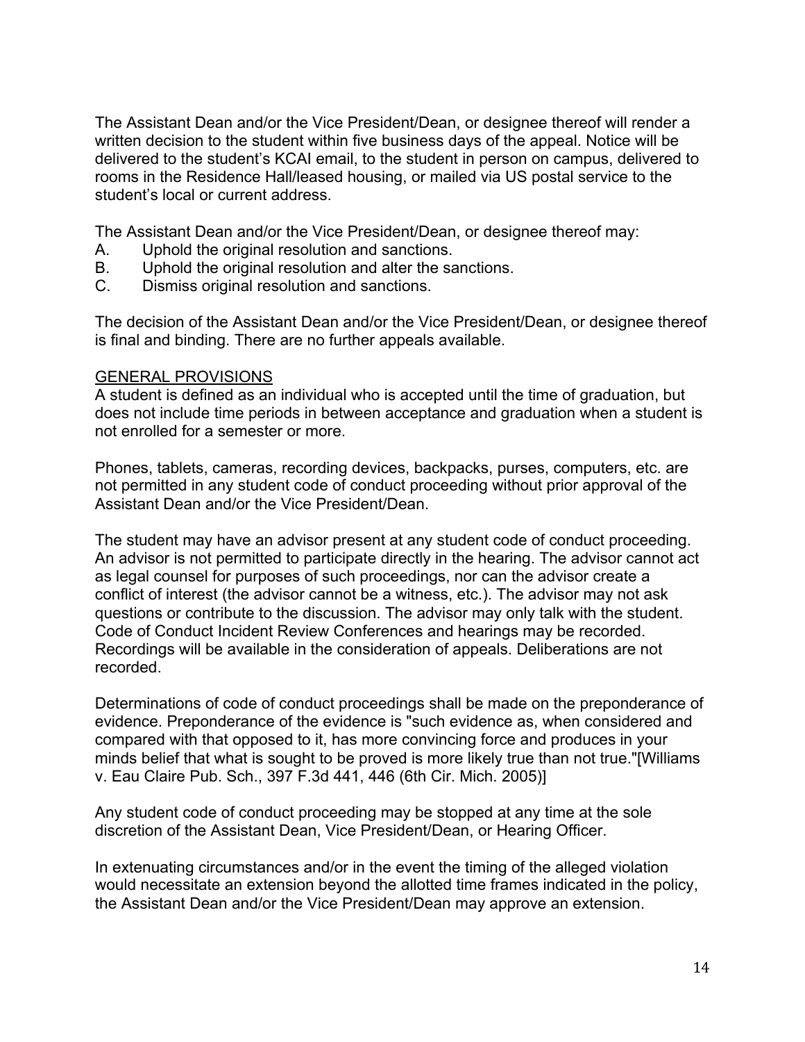The Assistant Dean and/or the Vice President/Dean, or designee thereof will render a written decision to the student within five business days of the appeal. Notice will be delivered to the student's KCAI email, to the student in person on campus, delivered to rooms in the Residence Hall/leased housing, or mailed via US postal service to the student's local or current address.

The Assistant Dean and/or the Vice President/Dean, or designee thereof may:

A. Uphold the original resolution and sanctions.
B. Uphold the original resolution and alter the sanctions.
C. Dismiss original resolution and sanctions.

The decision of the Assistant Dean and/or the Vice President/Dean, or designee thereof is final and binding. There are no further appeals available.

## GENERAL PROVISIONS

A student is defined as an individual who is accepted until the time of graduation, but does not include time periods in between acceptance and graduation when a student is not enrolled for a semester or more.

Phones, tablets, cameras, recording devices, backpacks, purses, computers, etc. are not permitted in any student code of conduct proceeding without prior approval of the Assistant Dean and/or the Vice President/Dean.

The student may have an advisor present at any student code of conduct proceeding. An advisor is not permitted to participate directly in the hearing. The advisor cannot act as legal counsel for purposes of such proceedings, nor can the advisor create a conflict of interest (the advisor cannot be a witness, etc.). The advisor may not ask questions or contribute to the discussion. The advisor may only talk with the student. Code of Conduct Incident Review Conferences and hearings may be recorded. Recordings will be available in the consideration of appeals. Deliberations are not recorded.

Determinations of code of conduct proceedings shall be made on the preponderance of evidence. Preponderance of the evidence is "such evidence as, when considered and compared with that opposed to it, has more convincing force and produces in your minds belief that what is sought to be proved is more likely true than not true."[Williams v. Eau Claire Pub. Sch., 397 F.3d 441, 446 (6th Cir. Mich. 2005)]

Any student code of conduct proceeding may be stopped at any time at the sole discretion of the Assistant Dean, Vice President/Dean, or Hearing Officer.

In extenuating circumstances and/or in the event the timing of the alleged violation would necessitate an extension beyond the allotted time frames indicated in the policy, the Assistant Dean and/or the Vice President/Dean may approve an extension.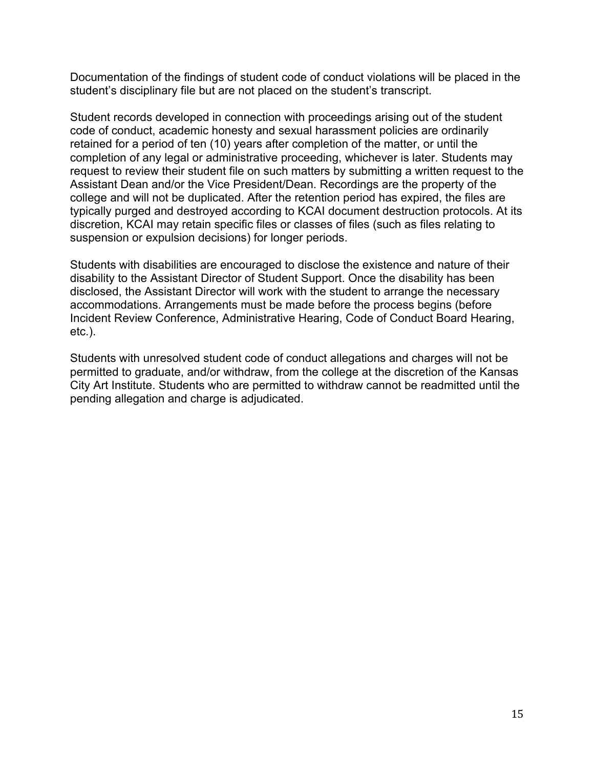Documentation of the findings of student code of conduct violations will be placed in the student's disciplinary file but are not placed on the student's transcript.

Student records developed in connection with proceedings arising out of the student code of conduct, academic honesty and sexual harassment policies are ordinarily retained for a period of ten (10) years after completion of the matter, or until the completion of any legal or administrative proceeding, whichever is later. Students may request to review their student file on such matters by submitting a written request to the Assistant Dean and/or the Vice President/Dean. Recordings are the property of the college and will not be duplicated. After the retention period has expired, the files are typically purged and destroyed according to KCAI document destruction protocols. At its discretion, KCAI may retain specific files or classes of files (such as files relating to suspension or expulsion decisions) for longer periods.

Students with disabilities are encouraged to disclose the existence and nature of their disability to the Assistant Director of Student Support. Once the disability has been disclosed, the Assistant Director will work with the student to arrange the necessary accommodations. Arrangements must be made before the process begins (before Incident Review Conference, Administrative Hearing, Code of Conduct Board Hearing, etc.).

Students with unresolved student code of conduct allegations and charges will not be permitted to graduate, and/or withdraw, from the college at the discretion of the Kansas City Art Institute. Students who are permitted to withdraw cannot be readmitted until the pending allegation and charge is adjudicated.